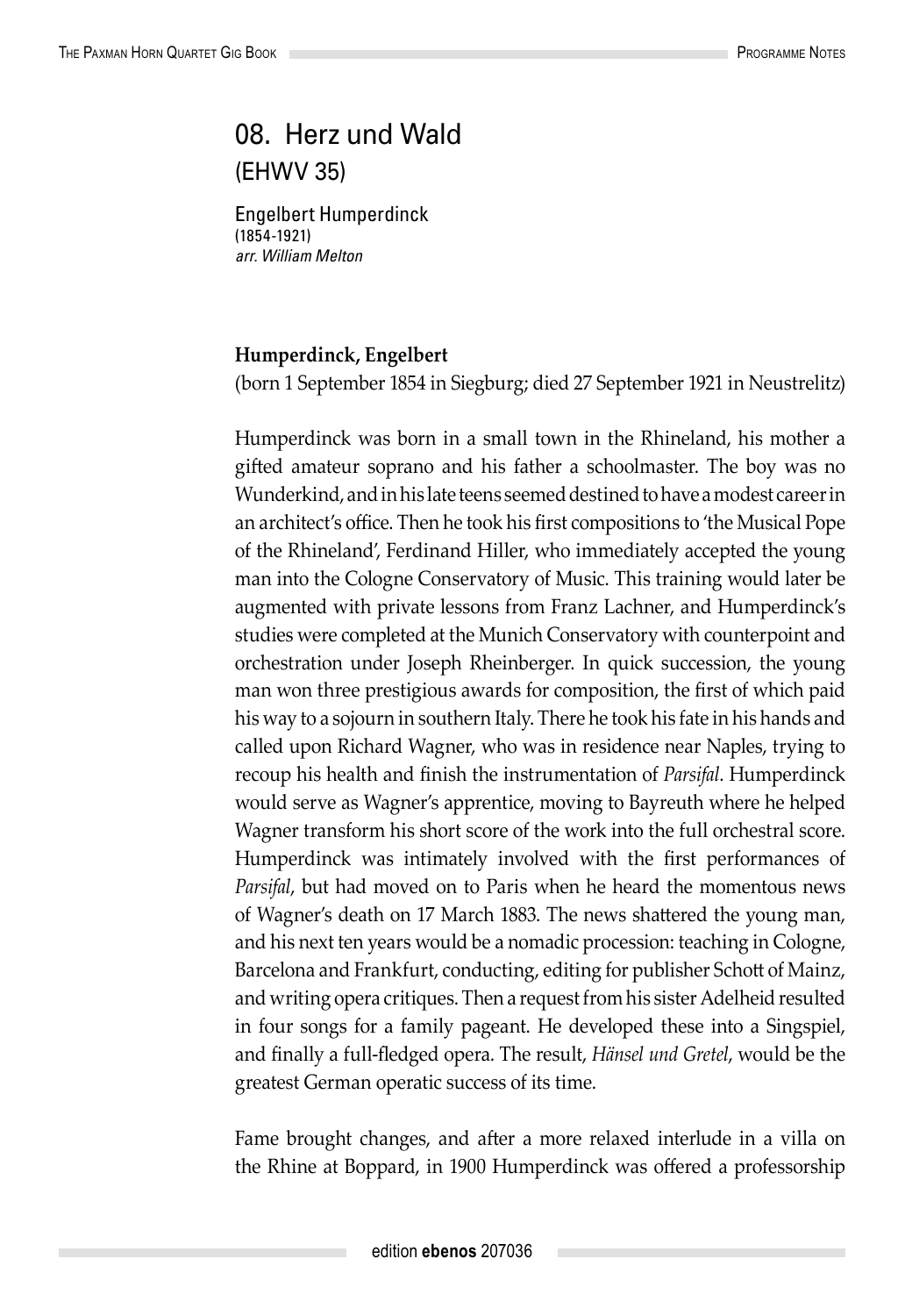# 08. Herz und Wald

## (EHWV 35)

Engelbert Humperdinck
(1854-1921)
*arr. William Melton*

**Humperdinck, Engelbert**
(born 1 September 1854 in Siegburg; died 27 September 1921 in Neustrelitz)

Humperdinck was born in a small town in the Rhineland, his mother a gifted amateur soprano and his father a schoolmaster. The boy was no Wunderkind, and in his late teens seemed destined to have a modest career in an architect's office. Then he took his first compositions to 'the Musical Pope of the Rhineland', Ferdinand Hiller, who immediately accepted the young man into the Cologne Conservatory of Music. This training would later be augmented with private lessons from Franz Lachner, and Humperdinck's studies were completed at the Munich Conservatory with counterpoint and orchestration under Joseph Rheinberger. In quick succession, the young man won three prestigious awards for composition, the first of which paid his way to a sojourn in southern Italy. There he took his fate in his hands and called upon Richard Wagner, who was in residence near Naples, trying to recoup his health and finish the instrumentation of *Parsifal*. Humperdinck would serve as Wagner's apprentice, moving to Bayreuth where he helped Wagner transform his short score of the work into the full orchestral score. Humperdinck was intimately involved with the first performances of *Parsifal*, but had moved on to Paris when he heard the momentous news of Wagner's death on 17 March 1883. The news shattered the young man, and his next ten years would be a nomadic procession: teaching in Cologne, Barcelona and Frankfurt, conducting, editing for publisher Schott of Mainz, and writing opera critiques. Then a request from his sister Adelheid resulted in four songs for a family pageant. He developed these into a Singspiel, and finally a full-fledged opera. The result, *Hänsel und Gretel*, would be the greatest German operatic success of its time.

Fame brought changes, and after a more relaxed interlude in a villa on the Rhine at Boppard, in 1900 Humperdinck was offered a professorship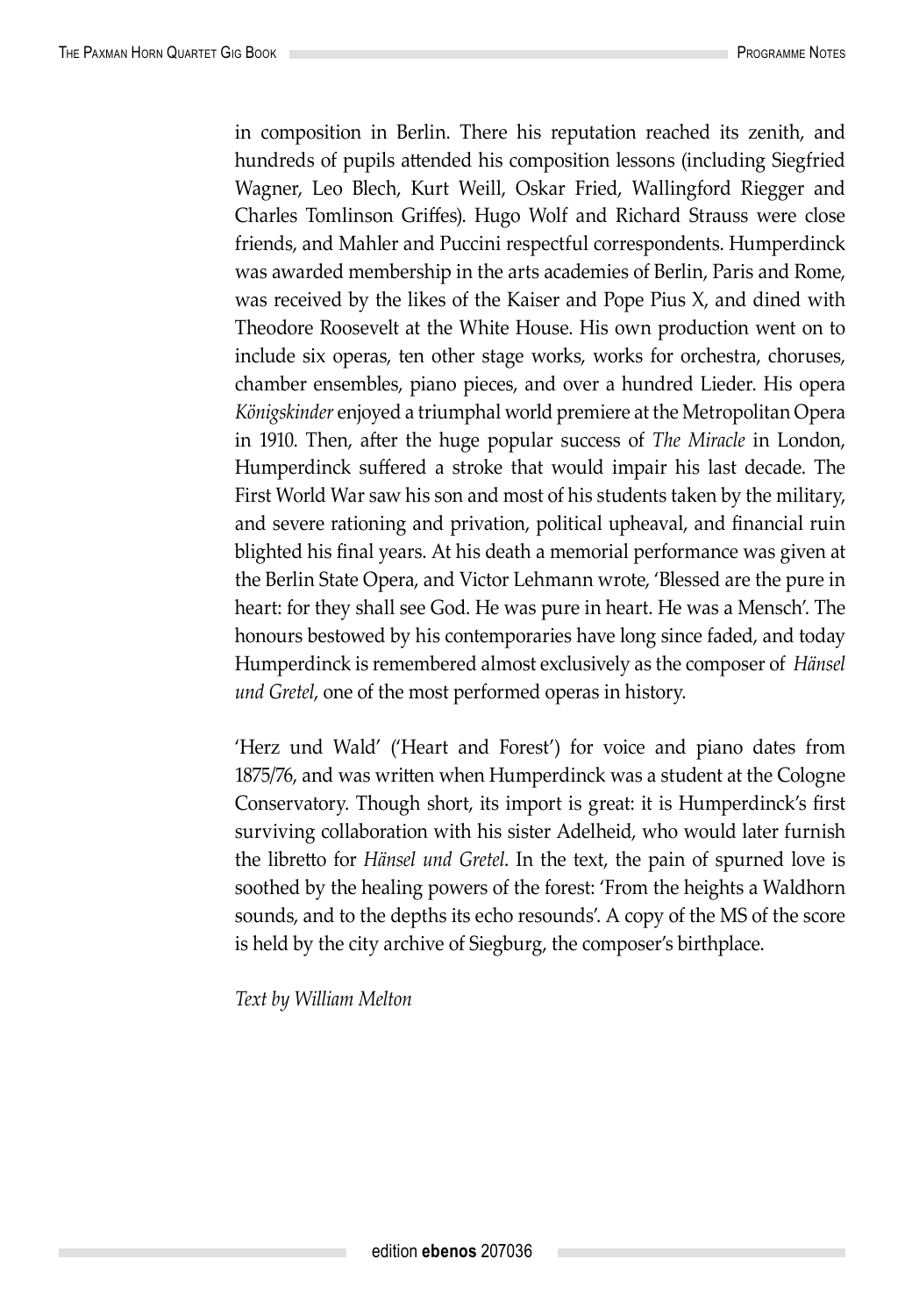in composition in Berlin. There his reputation reached its zenith, and hundreds of pupils attended his composition lessons (including Siegfried Wagner, Leo Blech, Kurt Weill, Oskar Fried, Wallingford Riegger and Charles Tomlinson Griffes). Hugo Wolf and Richard Strauss were close friends, and Mahler and Puccini respectful correspondents. Humperdinck was awarded membership in the arts academies of Berlin, Paris and Rome, was received by the likes of the Kaiser and Pope Pius X, and dined with Theodore Roosevelt at the White House. His own production went on to include six operas, ten other stage works, works for orchestra, choruses, chamber ensembles, piano pieces, and over a hundred Lieder. His opera *Königskinder* enjoyed a triumphal world premiere at the Metropolitan Opera in 1910. Then, after the huge popular success of *The Miracle* in London, Humperdinck suffered a stroke that would impair his last decade. The First World War saw his son and most of his students taken by the military, and severe rationing and privation, political upheaval, and financial ruin blighted his final years. At his death a memorial performance was given at the Berlin State Opera, and Victor Lehmann wrote, 'Blessed are the pure in heart: for they shall see God. He was pure in heart. He was a Mensch'. The honours bestowed by his contemporaries have long since faded, and today Humperdinck is remembered almost exclusively as the composer of *Hänsel und Gretel*, one of the most performed operas in history.

'Herz und Wald' ('Heart and Forest') for voice and piano dates from 1875/76, and was written when Humperdinck was a student at the Cologne Conservatory. Though short, its import is great: it is Humperdinck's first surviving collaboration with his sister Adelheid, who would later furnish the libretto for *Hänsel und Gretel*. In the text, the pain of spurned love is soothed by the healing powers of the forest: 'From the heights a Waldhorn sounds, and to the depths its echo resounds'. A copy of the MS of the score is held by the city archive of Siegburg, the composer's birthplace.

*Text by William Melton*